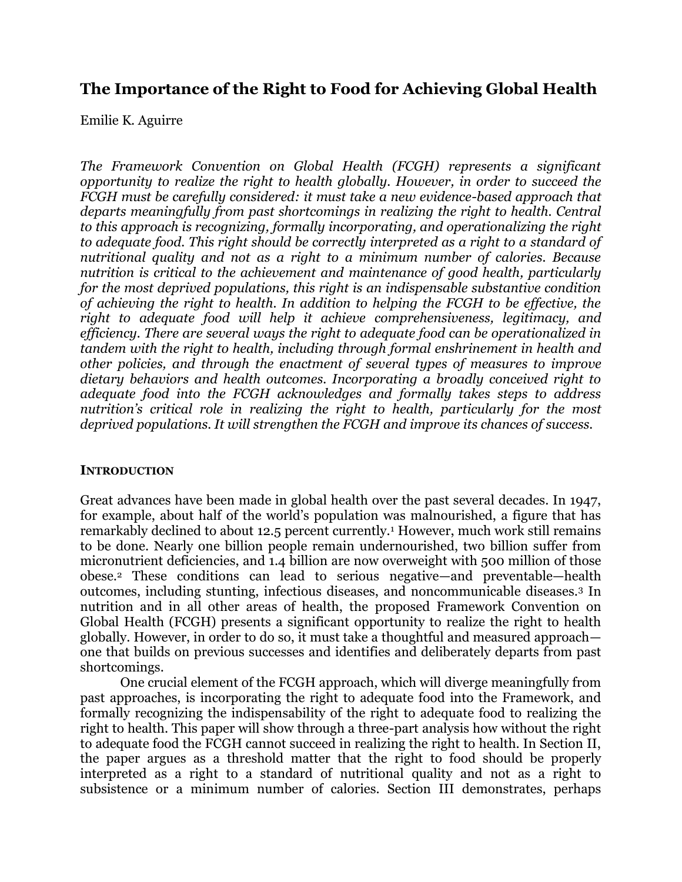# The Importance of the Right to Food for Achieving Global Health

Emilie K. Aguirre

*The Framework Convention on Global Health (FCGH) represents a significant opportunity to realize the right to health globally. However, in order to succeed the FCGH must be carefully considered: it must take a new evidence-based approach that departs meaningfully from past shortcomings in realizing the right to health. Central to this approach is recognizing, formally incorporating, and operationalizing the right to adequate food. This right should be correctly interpreted as a right to a standard of nutritional quality and not as a right to a minimum number of calories. Because nutrition is critical to the achievement and maintenance of good health, particularly for the most deprived populations, this right is an indispensable substantive condition of achieving the right to health. In addition to helping the FCGH to be effective, the right to adequate food will help it achieve comprehensiveness, legitimacy, and efficiency. There are several ways the right to adequate food can be operationalized in tandem with the right to health, including through formal enshrinement in health and other policies, and through the enactment of several types of measures to improve dietary behaviors and health outcomes. Incorporating a broadly conceived right to adequate food into the FCGH acknowledges and formally takes steps to address nutrition's critical role in realizing the right to health, particularly for the most deprived populations. It will strengthen the FCGH and improve its chances of success.*

## INTRODUCTION

Great advances have been made in global health over the past several decades. In 1947, for example, about half of the world's population was malnourished, a figure that has remarkably declined to about 12.5 percent currently.[1] However, much work still remains to be done. Nearly one billion people remain undernourished, two billion suffer from micronutrient deficiencies, and 1.4 billion are now overweight with 500 million of those obese.[2] These conditions can lead to serious negative—and preventable—health outcomes, including stunting, infectious diseases, and noncommunicable diseases.[3] In nutrition and in all other areas of health, the proposed Framework Convention on Global Health (FCGH) presents a significant opportunity to realize the right to health globally. However, in order to do so, it must take a thoughtful and measured approach—one that builds on previous successes and identifies and deliberately departs from past shortcomings.

One crucial element of the FCGH approach, which will diverge meaningfully from past approaches, is incorporating the right to adequate food into the Framework, and formally recognizing the indispensability of the right to adequate food to realizing the right to health. This paper will show through a three-part analysis how without the right to adequate food the FCGH cannot succeed in realizing the right to health. In Section II, the paper argues as a threshold matter that the right to food should be properly interpreted as a right to a standard of nutritional quality and not as a right to subsistence or a minimum number of calories. Section III demonstrates, perhaps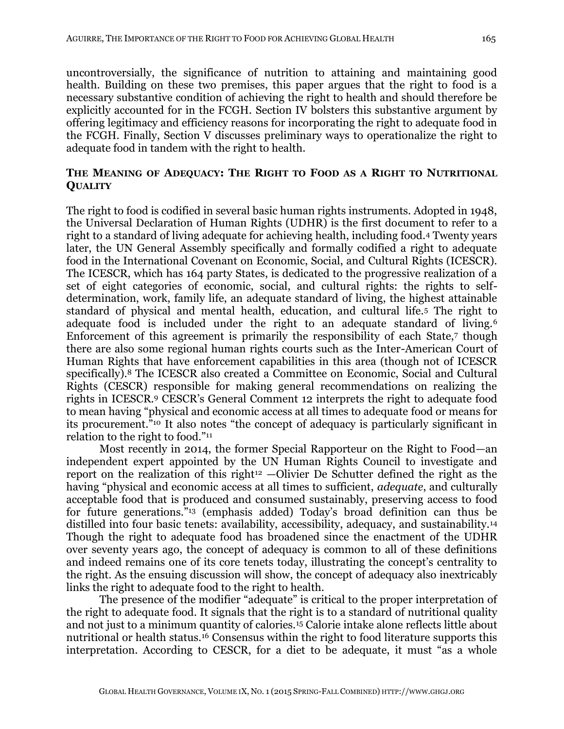uncontroversially, the significance of nutrition to attaining and maintaining good health. Building on these two premises, this paper argues that the right to food is a necessary substantive condition of achieving the right to health and should therefore be explicitly accounted for in the FCGH. Section IV bolsters this substantive argument by offering legitimacy and efficiency reasons for incorporating the right to adequate food in the FCGH. Finally, Section V discusses preliminary ways to operationalize the right to adequate food in tandem with the right to health.

## THE MEANING OF ADEQUACY: THE RIGHT TO FOOD AS A RIGHT TO NUTRITIONAL QUALITY

The right to food is codified in several basic human rights instruments. Adopted in 1948, the Universal Declaration of Human Rights (UDHR) is the first document to refer to a right to a standard of living adequate for achieving health, including food.[4] Twenty years later, the UN General Assembly specifically and formally codified a right to adequate food in the International Covenant on Economic, Social, and Cultural Rights (ICESCR). The ICESCR, which has 164 party States, is dedicated to the progressive realization of a set of eight categories of economic, social, and cultural rights: the rights to self-determination, work, family life, an adequate standard of living, the highest attainable standard of physical and mental health, education, and cultural life.[5] The right to adequate food is included under the right to an adequate standard of living.[6] Enforcement of this agreement is primarily the responsibility of each State,[7] though there are also some regional human rights courts such as the Inter-American Court of Human Rights that have enforcement capabilities in this area (though not of ICESCR specifically).[8] The ICESCR also created a Committee on Economic, Social and Cultural Rights (CESCR) responsible for making general recommendations on realizing the rights in ICESCR.[9] CESCR's General Comment 12 interprets the right to adequate food to mean having "physical and economic access at all times to adequate food or means for its procurement."[10] It also notes "the concept of adequacy is particularly significant in relation to the right to food."[11]

Most recently in 2014, the former Special Rapporteur on the Right to Food—an independent expert appointed by the UN Human Rights Council to investigate and report on the realization of this right[12] —Olivier De Schutter defined the right as the having "physical and economic access at all times to sufficient, *adequate*, and culturally acceptable food that is produced and consumed sustainably, preserving access to food for future generations."[13] (emphasis added) Today's broad definition can thus be distilled into four basic tenets: availability, accessibility, adequacy, and sustainability.[14] Though the right to adequate food has broadened since the enactment of the UDHR over seventy years ago, the concept of adequacy is common to all of these definitions and indeed remains one of its core tenets today, illustrating the concept's centrality to the right. As the ensuing discussion will show, the concept of adequacy also inextricably links the right to adequate food to the right to health.

The presence of the modifier "adequate" is critical to the proper interpretation of the right to adequate food. It signals that the right is to a standard of nutritional quality and not just to a minimum quantity of calories.[15] Calorie intake alone reflects little about nutritional or health status.[16] Consensus within the right to food literature supports this interpretation. According to CESCR, for a diet to be adequate, it must "as a whole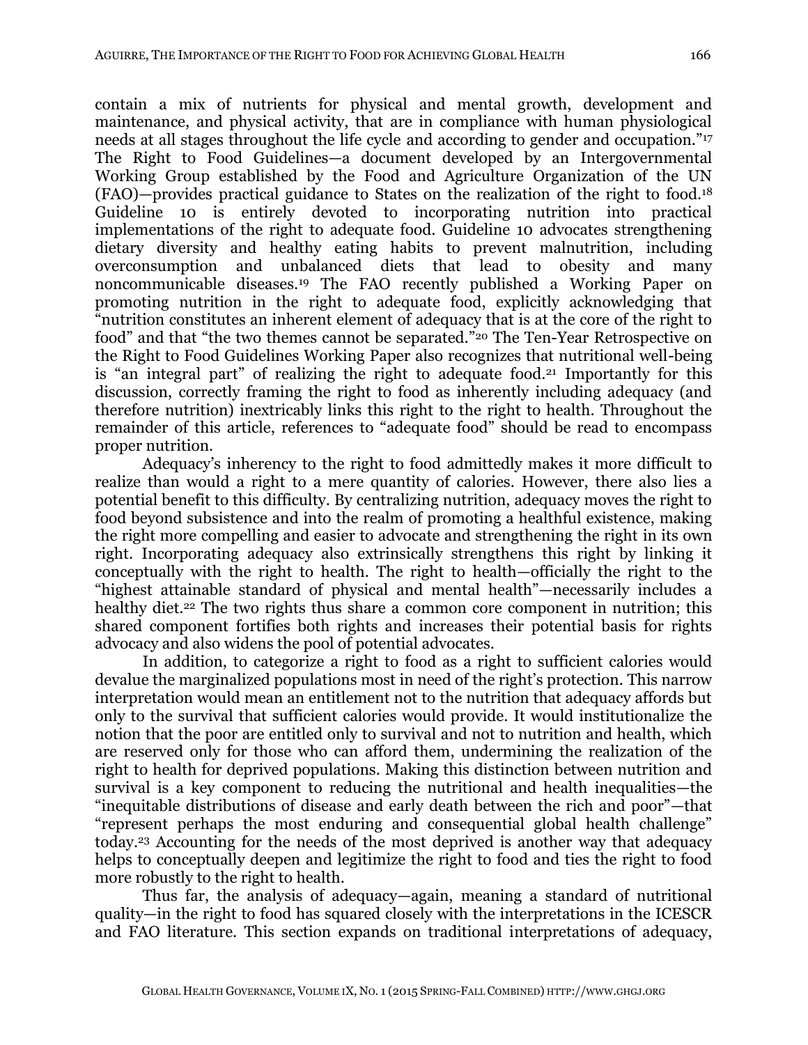contain a mix of nutrients for physical and mental growth, development and maintenance, and physical activity, that are in compliance with human physiological needs at all stages throughout the life cycle and according to gender and occupation."[17] The Right to Food Guidelines—a document developed by an Intergovernmental Working Group established by the Food and Agriculture Organization of the UN (FAO)—provides practical guidance to States on the realization of the right to food.[18] Guideline 10 is entirely devoted to incorporating nutrition into practical implementations of the right to adequate food. Guideline 10 advocates strengthening dietary diversity and healthy eating habits to prevent malnutrition, including overconsumption and unbalanced diets that lead to obesity and many noncommunicable diseases.[19] The FAO recently published a Working Paper on promoting nutrition in the right to adequate food, explicitly acknowledging that "nutrition constitutes an inherent element of adequacy that is at the core of the right to food" and that "the two themes cannot be separated."[20] The Ten-Year Retrospective on the Right to Food Guidelines Working Paper also recognizes that nutritional well-being is "an integral part" of realizing the right to adequate food.[21] Importantly for this discussion, correctly framing the right to food as inherently including adequacy (and therefore nutrition) inextricably links this right to the right to health. Throughout the remainder of this article, references to "adequate food" should be read to encompass proper nutrition.

Adequacy's inherency to the right to food admittedly makes it more difficult to realize than would a right to a mere quantity of calories. However, there also lies a potential benefit to this difficulty. By centralizing nutrition, adequacy moves the right to food beyond subsistence and into the realm of promoting a healthful existence, making the right more compelling and easier to advocate and strengthening the right in its own right. Incorporating adequacy also extrinsically strengthens this right by linking it conceptually with the right to health. The right to health—officially the right to the "highest attainable standard of physical and mental health"—necessarily includes a healthy diet.[22] The two rights thus share a common core component in nutrition; this shared component fortifies both rights and increases their potential basis for rights advocacy and also widens the pool of potential advocates.

In addition, to categorize a right to food as a right to sufficient calories would devalue the marginalized populations most in need of the right's protection. This narrow interpretation would mean an entitlement not to the nutrition that adequacy affords but only to the survival that sufficient calories would provide. It would institutionalize the notion that the poor are entitled only to survival and not to nutrition and health, which are reserved only for those who can afford them, undermining the realization of the right to health for deprived populations. Making this distinction between nutrition and survival is a key component to reducing the nutritional and health inequalities—the "inequitable distributions of disease and early death between the rich and poor"—that "represent perhaps the most enduring and consequential global health challenge" today.[23] Accounting for the needs of the most deprived is another way that adequacy helps to conceptually deepen and legitimize the right to food and ties the right to food more robustly to the right to health.

Thus far, the analysis of adequacy—again, meaning a standard of nutritional quality—in the right to food has squared closely with the interpretations in the ICESCR and FAO literature. This section expands on traditional interpretations of adequacy,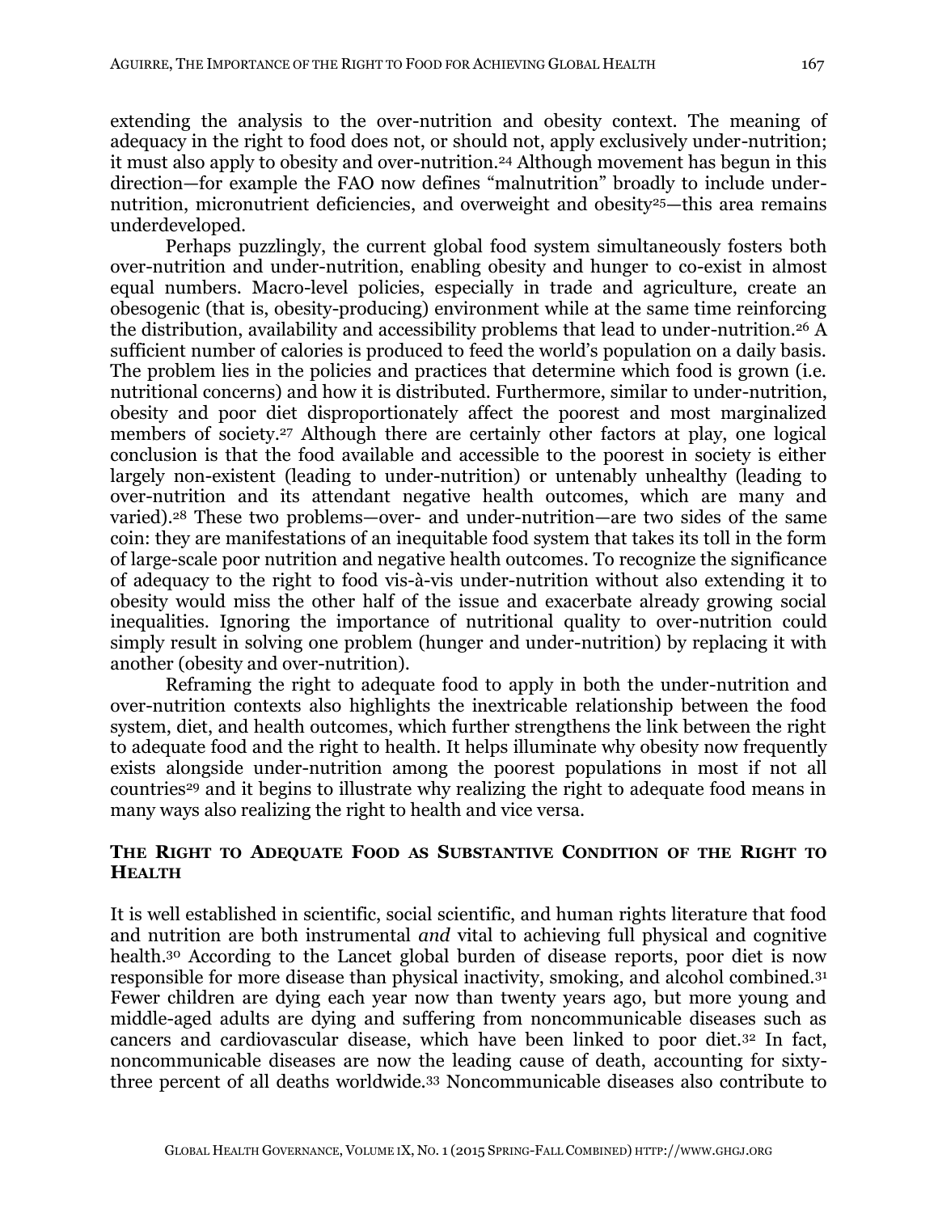extending the analysis to the over-nutrition and obesity context. The meaning of adequacy in the right to food does not, or should not, apply exclusively under-nutrition; it must also apply to obesity and over-nutrition.[24] Although movement has begun in this direction—for example the FAO now defines "malnutrition" broadly to include under-nutrition, micronutrient deficiencies, and overweight and obesity[25]—this area remains underdeveloped.

Perhaps puzzlingly, the current global food system simultaneously fosters both over-nutrition and under-nutrition, enabling obesity and hunger to co-exist in almost equal numbers. Macro-level policies, especially in trade and agriculture, create an obesogenic (that is, obesity-producing) environment while at the same time reinforcing the distribution, availability and accessibility problems that lead to under-nutrition.[26] A sufficient number of calories is produced to feed the world's population on a daily basis. The problem lies in the policies and practices that determine which food is grown (i.e. nutritional concerns) and how it is distributed. Furthermore, similar to under-nutrition, obesity and poor diet disproportionately affect the poorest and most marginalized members of society.[27] Although there are certainly other factors at play, one logical conclusion is that the food available and accessible to the poorest in society is either largely non-existent (leading to under-nutrition) or untenably unhealthy (leading to over-nutrition and its attendant negative health outcomes, which are many and varied).[28] These two problems—over- and under-nutrition—are two sides of the same coin: they are manifestations of an inequitable food system that takes its toll in the form of large-scale poor nutrition and negative health outcomes. To recognize the significance of adequacy to the right to food vis-à-vis under-nutrition without also extending it to obesity would miss the other half of the issue and exacerbate already growing social inequalities. Ignoring the importance of nutritional quality to over-nutrition could simply result in solving one problem (hunger and under-nutrition) by replacing it with another (obesity and over-nutrition).

Reframing the right to adequate food to apply in both the under-nutrition and over-nutrition contexts also highlights the inextricable relationship between the food system, diet, and health outcomes, which further strengthens the link between the right to adequate food and the right to health. It helps illuminate why obesity now frequently exists alongside under-nutrition among the poorest populations in most if not all countries[29] and it begins to illustrate why realizing the right to adequate food means in many ways also realizing the right to health and vice versa.

## The Right to Adequate Food as Substantive Condition of the Right to Health

It is well established in scientific, social scientific, and human rights literature that food and nutrition are both instrumental *and* vital to achieving full physical and cognitive health.[30] According to the Lancet global burden of disease reports, poor diet is now responsible for more disease than physical inactivity, smoking, and alcohol combined.[31] Fewer children are dying each year now than twenty years ago, but more young and middle-aged adults are dying and suffering from noncommunicable diseases such as cancers and cardiovascular disease, which have been linked to poor diet.[32] In fact, noncommunicable diseases are now the leading cause of death, accounting for sixty-three percent of all deaths worldwide.[33] Noncommunicable diseases also contribute to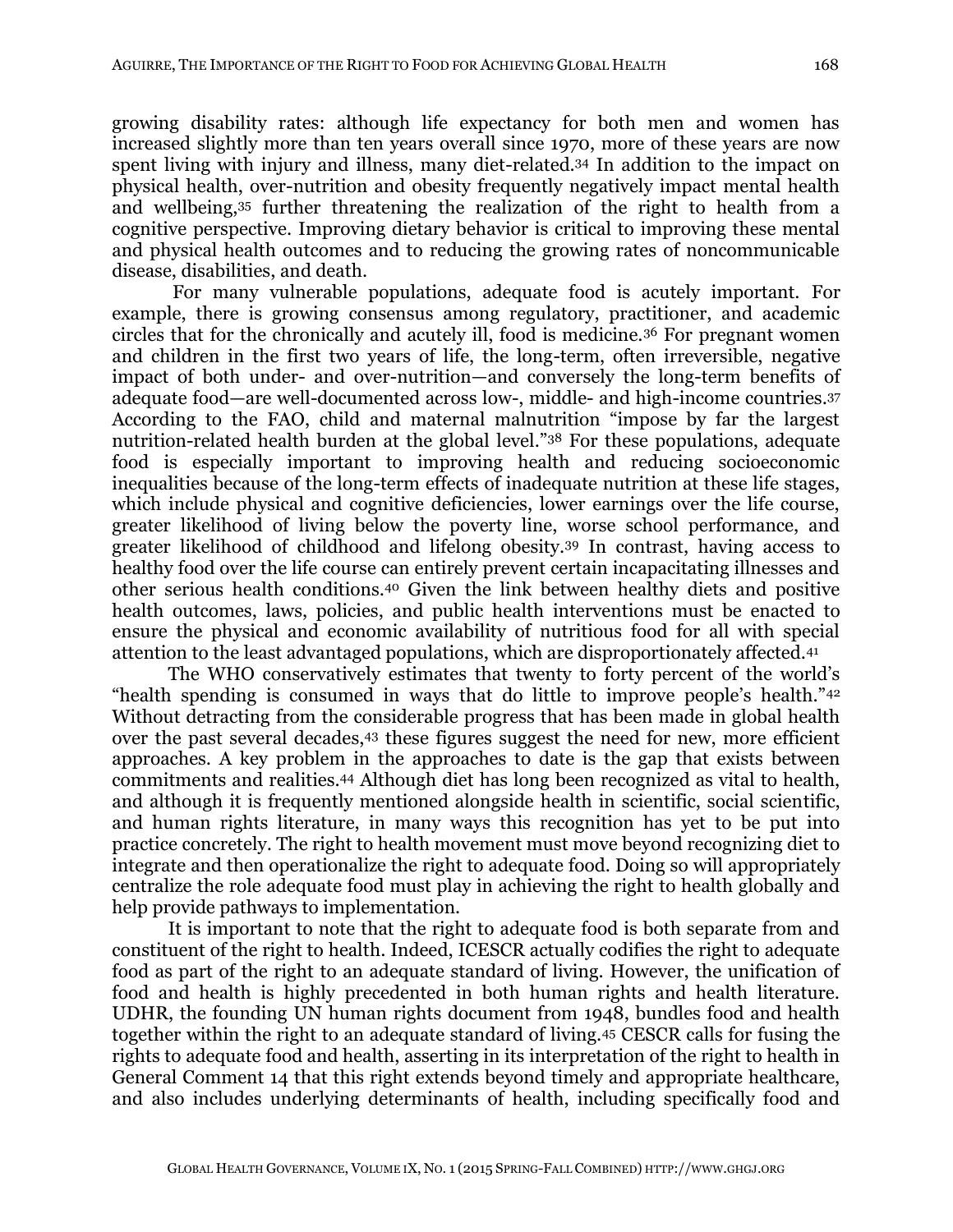growing disability rates: although life expectancy for both men and women has increased slightly more than ten years overall since 1970, more of these years are now spent living with injury and illness, many diet-related.[34] In addition to the impact on physical health, over-nutrition and obesity frequently negatively impact mental health and wellbeing,[35] further threatening the realization of the right to health from a cognitive perspective. Improving dietary behavior is critical to improving these mental and physical health outcomes and to reducing the growing rates of noncommunicable disease, disabilities, and death.

For many vulnerable populations, adequate food is acutely important. For example, there is growing consensus among regulatory, practitioner, and academic circles that for the chronically and acutely ill, food is medicine.[36] For pregnant women and children in the first two years of life, the long-term, often irreversible, negative impact of both under- and over-nutrition—and conversely the long-term benefits of adequate food—are well-documented across low-, middle- and high-income countries.[37] According to the FAO, child and maternal malnutrition "impose by far the largest nutrition-related health burden at the global level."[38] For these populations, adequate food is especially important to improving health and reducing socioeconomic inequalities because of the long-term effects of inadequate nutrition at these life stages, which include physical and cognitive deficiencies, lower earnings over the life course, greater likelihood of living below the poverty line, worse school performance, and greater likelihood of childhood and lifelong obesity.[39] In contrast, having access to healthy food over the life course can entirely prevent certain incapacitating illnesses and other serious health conditions.[40] Given the link between healthy diets and positive health outcomes, laws, policies, and public health interventions must be enacted to ensure the physical and economic availability of nutritious food for all with special attention to the least advantaged populations, which are disproportionately affected.[41]

The WHO conservatively estimates that twenty to forty percent of the world's "health spending is consumed in ways that do little to improve people's health."[42] Without detracting from the considerable progress that has been made in global health over the past several decades,[43] these figures suggest the need for new, more efficient approaches. A key problem in the approaches to date is the gap that exists between commitments and realities.[44] Although diet has long been recognized as vital to health, and although it is frequently mentioned alongside health in scientific, social scientific, and human rights literature, in many ways this recognition has yet to be put into practice concretely. The right to health movement must move beyond recognizing diet to integrate and then operationalize the right to adequate food. Doing so will appropriately centralize the role adequate food must play in achieving the right to health globally and help provide pathways to implementation.

It is important to note that the right to adequate food is both separate from and constituent of the right to health. Indeed, ICESCR actually codifies the right to adequate food as part of the right to an adequate standard of living. However, the unification of food and health is highly precedented in both human rights and health literature. UDHR, the founding UN human rights document from 1948, bundles food and health together within the right to an adequate standard of living.[45] CESCR calls for fusing the rights to adequate food and health, asserting in its interpretation of the right to health in General Comment 14 that this right extends beyond timely and appropriate healthcare, and also includes underlying determinants of health, including specifically food and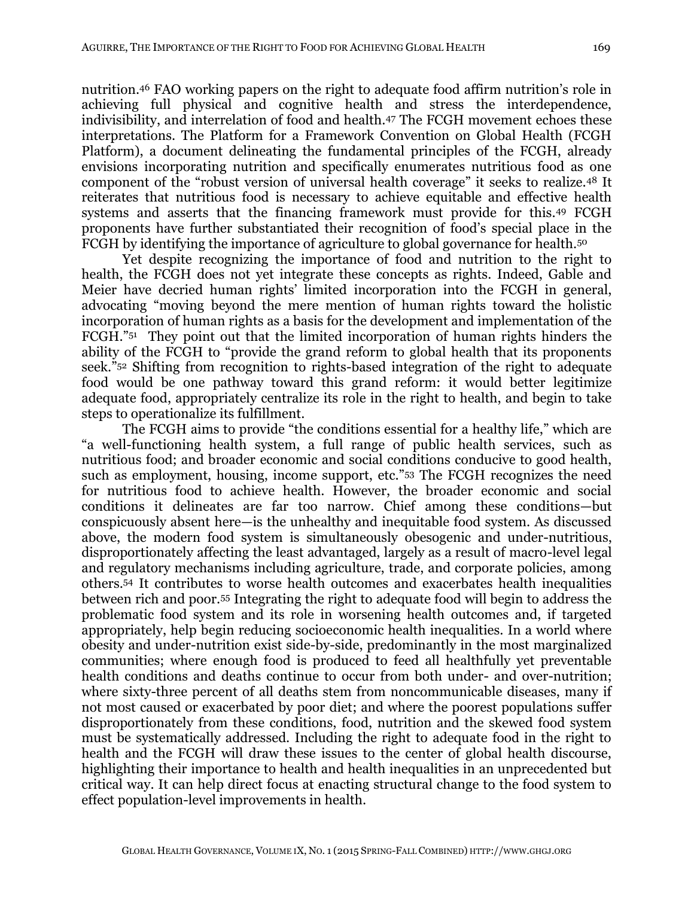nutrition.[46] FAO working papers on the right to adequate food affirm nutrition's role in achieving full physical and cognitive health and stress the interdependence, indivisibility, and interrelation of food and health.[47] The FCGH movement echoes these interpretations. The Platform for a Framework Convention on Global Health (FCGH Platform), a document delineating the fundamental principles of the FCGH, already envisions incorporating nutrition and specifically enumerates nutritious food as one component of the "robust version of universal health coverage" it seeks to realize.[48] It reiterates that nutritious food is necessary to achieve equitable and effective health systems and asserts that the financing framework must provide for this.[49] FCGH proponents have further substantiated their recognition of food's special place in the FCGH by identifying the importance of agriculture to global governance for health.[50]

Yet despite recognizing the importance of food and nutrition to the right to health, the FCGH does not yet integrate these concepts as rights. Indeed, Gable and Meier have decried human rights' limited incorporation into the FCGH in general, advocating "moving beyond the mere mention of human rights toward the holistic incorporation of human rights as a basis for the development and implementation of the FCGH."[51] They point out that the limited incorporation of human rights hinders the ability of the FCGH to "provide the grand reform to global health that its proponents seek."[52] Shifting from recognition to rights-based integration of the right to adequate food would be one pathway toward this grand reform: it would better legitimize adequate food, appropriately centralize its role in the right to health, and begin to take steps to operationalize its fulfillment.

The FCGH aims to provide "the conditions essential for a healthy life," which are "a well-functioning health system, a full range of public health services, such as nutritious food; and broader economic and social conditions conducive to good health, such as employment, housing, income support, etc."[53] The FCGH recognizes the need for nutritious food to achieve health. However, the broader economic and social conditions it delineates are far too narrow. Chief among these conditions—but conspicuously absent here—is the unhealthy and inequitable food system. As discussed above, the modern food system is simultaneously obesogenic and under-nutritious, disproportionately affecting the least advantaged, largely as a result of macro-level legal and regulatory mechanisms including agriculture, trade, and corporate policies, among others.[54] It contributes to worse health outcomes and exacerbates health inequalities between rich and poor.[55] Integrating the right to adequate food will begin to address the problematic food system and its role in worsening health outcomes and, if targeted appropriately, help begin reducing socioeconomic health inequalities. In a world where obesity and under-nutrition exist side-by-side, predominantly in the most marginalized communities; where enough food is produced to feed all healthfully yet preventable health conditions and deaths continue to occur from both under- and over-nutrition; where sixty-three percent of all deaths stem from noncommunicable diseases, many if not most caused or exacerbated by poor diet; and where the poorest populations suffer disproportionately from these conditions, food, nutrition and the skewed food system must be systematically addressed. Including the right to adequate food in the right to health and the FCGH will draw these issues to the center of global health discourse, highlighting their importance to health and health inequalities in an unprecedented but critical way. It can help direct focus at enacting structural change to the food system to effect population-level improvements in health.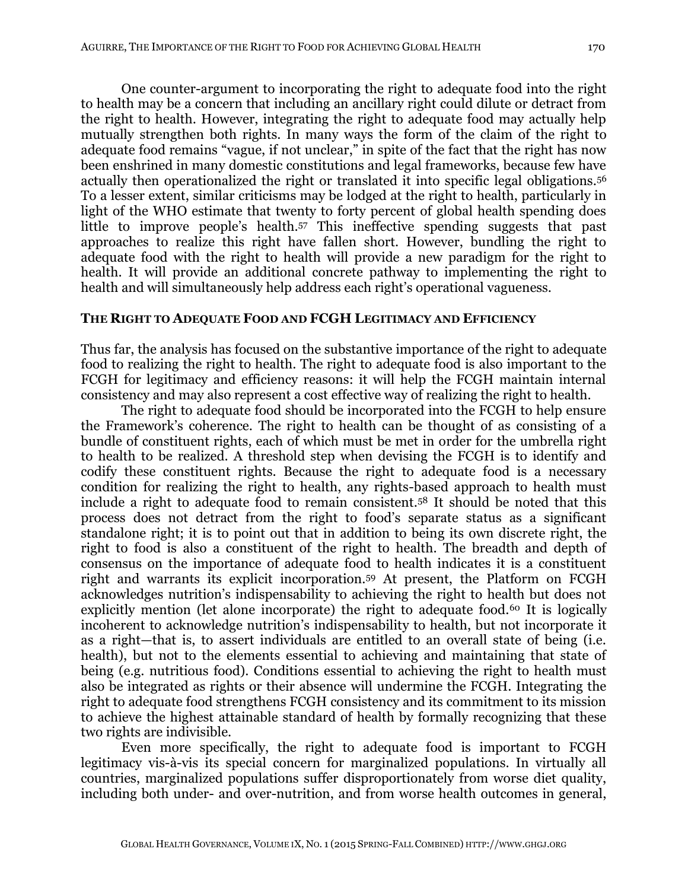One counter-argument to incorporating the right to adequate food into the right to health may be a concern that including an ancillary right could dilute or detract from the right to health. However, integrating the right to adequate food may actually help mutually strengthen both rights. In many ways the form of the claim of the right to adequate food remains "vague, if not unclear," in spite of the fact that the right has now been enshrined in many domestic constitutions and legal frameworks, because few have actually then operationalized the right or translated it into specific legal obligations.[56] To a lesser extent, similar criticisms may be lodged at the right to health, particularly in light of the WHO estimate that twenty to forty percent of global health spending does little to improve people's health.[57] This ineffective spending suggests that past approaches to realize this right have fallen short. However, bundling the right to adequate food with the right to health will provide a new paradigm for the right to health. It will provide an additional concrete pathway to implementing the right to health and will simultaneously help address each right's operational vagueness.

## The Right to Adequate Food and FCGH Legitimacy and Efficiency

Thus far, the analysis has focused on the substantive importance of the right to adequate food to realizing the right to health. The right to adequate food is also important to the FCGH for legitimacy and efficiency reasons: it will help the FCGH maintain internal consistency and may also represent a cost effective way of realizing the right to health.

The right to adequate food should be incorporated into the FCGH to help ensure the Framework's coherence. The right to health can be thought of as consisting of a bundle of constituent rights, each of which must be met in order for the umbrella right to health to be realized. A threshold step when devising the FCGH is to identify and codify these constituent rights. Because the right to adequate food is a necessary condition for realizing the right to health, any rights-based approach to health must include a right to adequate food to remain consistent.[58] It should be noted that this process does not detract from the right to food's separate status as a significant standalone right; it is to point out that in addition to being its own discrete right, the right to food is also a constituent of the right to health. The breadth and depth of consensus on the importance of adequate food to health indicates it is a constituent right and warrants its explicit incorporation.[59] At present, the Platform on FCGH acknowledges nutrition's indispensability to achieving the right to health but does not explicitly mention (let alone incorporate) the right to adequate food.[60] It is logically incoherent to acknowledge nutrition's indispensability to health, but not incorporate it as a right—that is, to assert individuals are entitled to an overall state of being (i.e. health), but not to the elements essential to achieving and maintaining that state of being (e.g. nutritious food). Conditions essential to achieving the right to health must also be integrated as rights or their absence will undermine the FCGH. Integrating the right to adequate food strengthens FCGH consistency and its commitment to its mission to achieve the highest attainable standard of health by formally recognizing that these two rights are indivisible.

Even more specifically, the right to adequate food is important to FCGH legitimacy vis-à-vis its special concern for marginalized populations. In virtually all countries, marginalized populations suffer disproportionately from worse diet quality, including both under- and over-nutrition, and from worse health outcomes in general,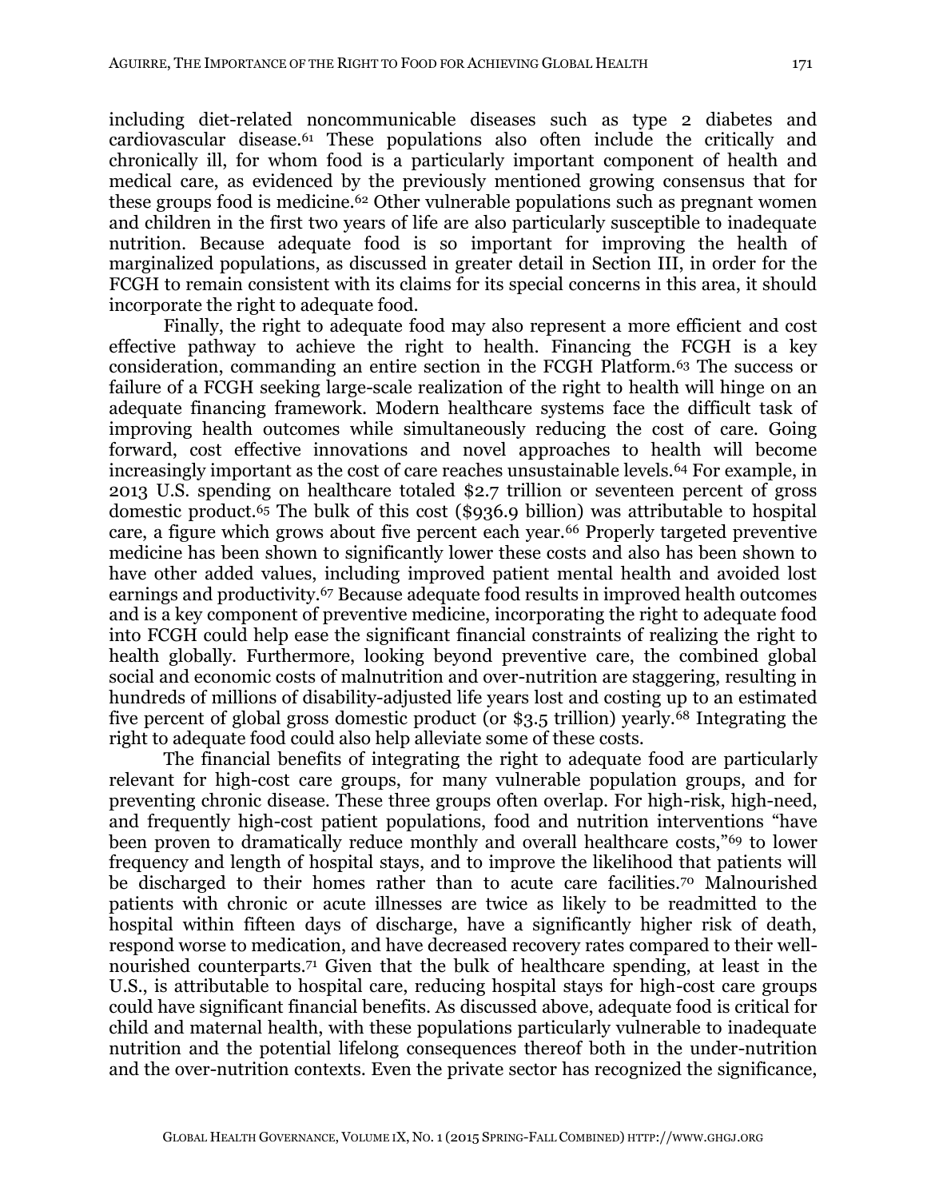including diet-related noncommunicable diseases such as type 2 diabetes and cardiovascular disease.[61] These populations also often include the critically and chronically ill, for whom food is a particularly important component of health and medical care, as evidenced by the previously mentioned growing consensus that for these groups food is medicine.[62] Other vulnerable populations such as pregnant women and children in the first two years of life are also particularly susceptible to inadequate nutrition. Because adequate food is so important for improving the health of marginalized populations, as discussed in greater detail in Section III, in order for the FCGH to remain consistent with its claims for its special concerns in this area, it should incorporate the right to adequate food.

Finally, the right to adequate food may also represent a more efficient and cost effective pathway to achieve the right to health. Financing the FCGH is a key consideration, commanding an entire section in the FCGH Platform.[63] The success or failure of a FCGH seeking large-scale realization of the right to health will hinge on an adequate financing framework. Modern healthcare systems face the difficult task of improving health outcomes while simultaneously reducing the cost of care. Going forward, cost effective innovations and novel approaches to health will become increasingly important as the cost of care reaches unsustainable levels.[64] For example, in 2013 U.S. spending on healthcare totaled $2.7 trillion or seventeen percent of gross domestic product.[65] The bulk of this cost ($936.9 billion) was attributable to hospital care, a figure which grows about five percent each year.[66] Properly targeted preventive medicine has been shown to significantly lower these costs and also has been shown to have other added values, including improved patient mental health and avoided lost earnings and productivity.[67] Because adequate food results in improved health outcomes and is a key component of preventive medicine, incorporating the right to adequate food into FCGH could help ease the significant financial constraints of realizing the right to health globally. Furthermore, looking beyond preventive care, the combined global social and economic costs of malnutrition and over-nutrition are staggering, resulting in hundreds of millions of disability-adjusted life years lost and costing up to an estimated five percent of global gross domestic product (or $3.5 trillion) yearly.[68] Integrating the right to adequate food could also help alleviate some of these costs.

The financial benefits of integrating the right to adequate food are particularly relevant for high-cost care groups, for many vulnerable population groups, and for preventing chronic disease. These three groups often overlap. For high-risk, high-need, and frequently high-cost patient populations, food and nutrition interventions "have been proven to dramatically reduce monthly and overall healthcare costs,"[69] to lower frequency and length of hospital stays, and to improve the likelihood that patients will be discharged to their homes rather than to acute care facilities.[70] Malnourished patients with chronic or acute illnesses are twice as likely to be readmitted to the hospital within fifteen days of discharge, have a significantly higher risk of death, respond worse to medication, and have decreased recovery rates compared to their well-nourished counterparts.[71] Given that the bulk of healthcare spending, at least in the U.S., is attributable to hospital care, reducing hospital stays for high-cost care groups could have significant financial benefits. As discussed above, adequate food is critical for child and maternal health, with these populations particularly vulnerable to inadequate nutrition and the potential lifelong consequences thereof both in the under-nutrition and the over-nutrition contexts. Even the private sector has recognized the significance,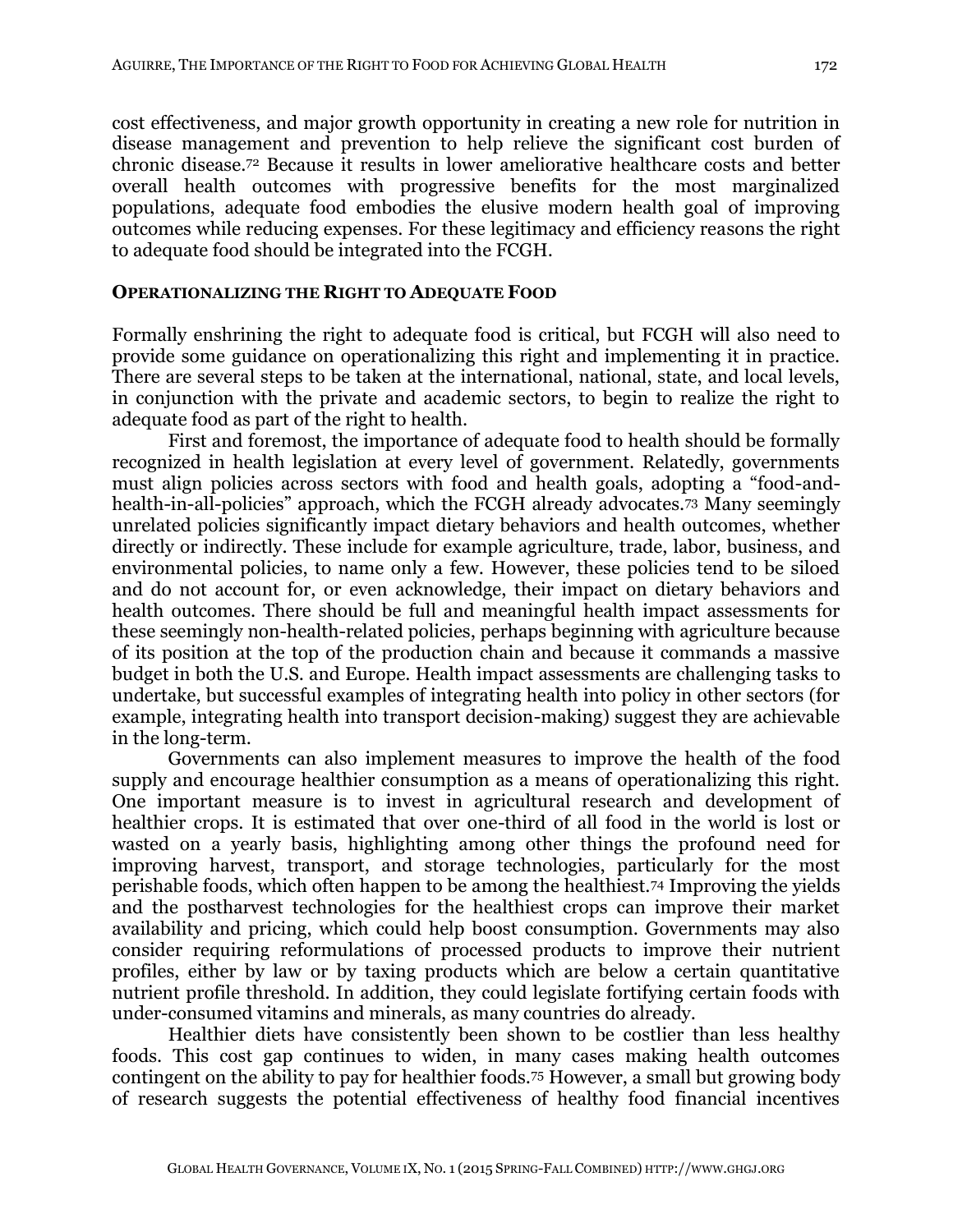cost effectiveness, and major growth opportunity in creating a new role for nutrition in disease management and prevention to help relieve the significant cost burden of chronic disease.[72] Because it results in lower ameliorative healthcare costs and better overall health outcomes with progressive benefits for the most marginalized populations, adequate food embodies the elusive modern health goal of improving outcomes while reducing expenses. For these legitimacy and efficiency reasons the right to adequate food should be integrated into the FCGH.

## OPERATIONALIZING THE RIGHT TO ADEQUATE FOOD

Formally enshrining the right to adequate food is critical, but FCGH will also need to provide some guidance on operationalizing this right and implementing it in practice. There are several steps to be taken at the international, national, state, and local levels, in conjunction with the private and academic sectors, to begin to realize the right to adequate food as part of the right to health.

First and foremost, the importance of adequate food to health should be formally recognized in health legislation at every level of government. Relatedly, governments must align policies across sectors with food and health goals, adopting a "food-and-health-in-all-policies" approach, which the FCGH already advocates.[73] Many seemingly unrelated policies significantly impact dietary behaviors and health outcomes, whether directly or indirectly. These include for example agriculture, trade, labor, business, and environmental policies, to name only a few. However, these policies tend to be siloed and do not account for, or even acknowledge, their impact on dietary behaviors and health outcomes. There should be full and meaningful health impact assessments for these seemingly non-health-related policies, perhaps beginning with agriculture because of its position at the top of the production chain and because it commands a massive budget in both the U.S. and Europe. Health impact assessments are challenging tasks to undertake, but successful examples of integrating health into policy in other sectors (for example, integrating health into transport decision-making) suggest they are achievable in the long-term.

Governments can also implement measures to improve the health of the food supply and encourage healthier consumption as a means of operationalizing this right. One important measure is to invest in agricultural research and development of healthier crops. It is estimated that over one-third of all food in the world is lost or wasted on a yearly basis, highlighting among other things the profound need for improving harvest, transport, and storage technologies, particularly for the most perishable foods, which often happen to be among the healthiest.[74] Improving the yields and the postharvest technologies for the healthiest crops can improve their market availability and pricing, which could help boost consumption. Governments may also consider requiring reformulations of processed products to improve their nutrient profiles, either by law or by taxing products which are below a certain quantitative nutrient profile threshold. In addition, they could legislate fortifying certain foods with under-consumed vitamins and minerals, as many countries do already.

Healthier diets have consistently been shown to be costlier than less healthy foods. This cost gap continues to widen, in many cases making health outcomes contingent on the ability to pay for healthier foods.[75] However, a small but growing body of research suggests the potential effectiveness of healthy food financial incentives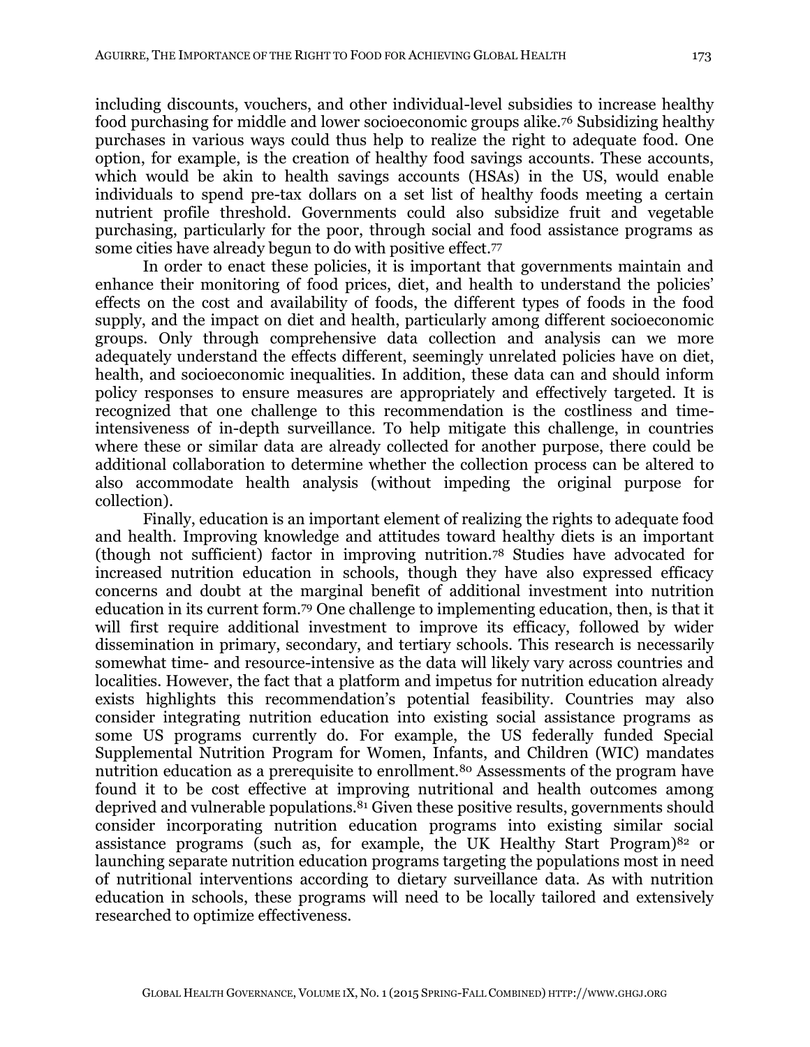including discounts, vouchers, and other individual-level subsidies to increase healthy food purchasing for middle and lower socioeconomic groups alike.[76] Subsidizing healthy purchases in various ways could thus help to realize the right to adequate food. One option, for example, is the creation of healthy food savings accounts. These accounts, which would be akin to health savings accounts (HSAs) in the US, would enable individuals to spend pre-tax dollars on a set list of healthy foods meeting a certain nutrient profile threshold. Governments could also subsidize fruit and vegetable purchasing, particularly for the poor, through social and food assistance programs as some cities have already begun to do with positive effect.[77]

In order to enact these policies, it is important that governments maintain and enhance their monitoring of food prices, diet, and health to understand the policies' effects on the cost and availability of foods, the different types of foods in the food supply, and the impact on diet and health, particularly among different socioeconomic groups. Only through comprehensive data collection and analysis can we more adequately understand the effects different, seemingly unrelated policies have on diet, health, and socioeconomic inequalities. In addition, these data can and should inform policy responses to ensure measures are appropriately and effectively targeted. It is recognized that one challenge to this recommendation is the costliness and time-intensiveness of in-depth surveillance. To help mitigate this challenge, in countries where these or similar data are already collected for another purpose, there could be additional collaboration to determine whether the collection process can be altered to also accommodate health analysis (without impeding the original purpose for collection).

Finally, education is an important element of realizing the rights to adequate food and health. Improving knowledge and attitudes toward healthy diets is an important (though not sufficient) factor in improving nutrition.[78] Studies have advocated for increased nutrition education in schools, though they have also expressed efficacy concerns and doubt at the marginal benefit of additional investment into nutrition education in its current form.[79] One challenge to implementing education, then, is that it will first require additional investment to improve its efficacy, followed by wider dissemination in primary, secondary, and tertiary schools. This research is necessarily somewhat time- and resource-intensive as the data will likely vary across countries and localities. However, the fact that a platform and impetus for nutrition education already exists highlights this recommendation's potential feasibility. Countries may also consider integrating nutrition education into existing social assistance programs as some US programs currently do. For example, the US federally funded Special Supplemental Nutrition Program for Women, Infants, and Children (WIC) mandates nutrition education as a prerequisite to enrollment.[80] Assessments of the program have found it to be cost effective at improving nutritional and health outcomes among deprived and vulnerable populations.[81] Given these positive results, governments should consider incorporating nutrition education programs into existing similar social assistance programs (such as, for example, the UK Healthy Start Program)[82] or launching separate nutrition education programs targeting the populations most in need of nutritional interventions according to dietary surveillance data. As with nutrition education in schools, these programs will need to be locally tailored and extensively researched to optimize effectiveness.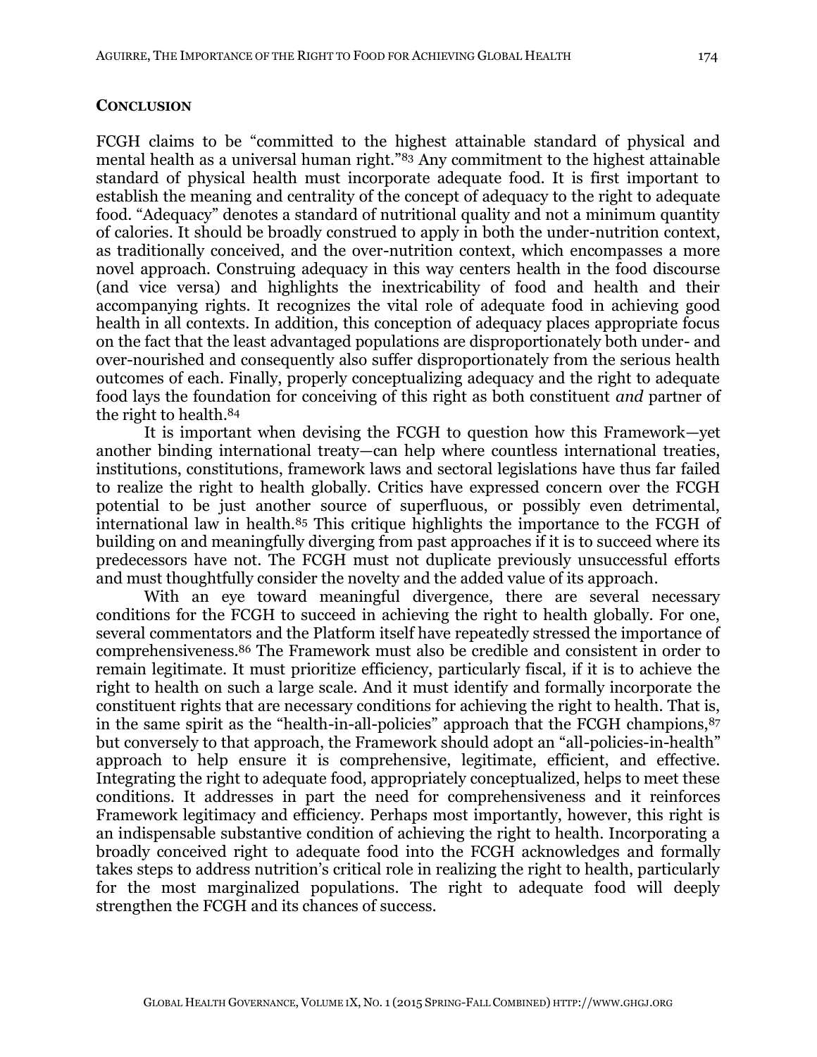## CONCLUSION

FCGH claims to be "committed to the highest attainable standard of physical and mental health as a universal human right."[83] Any commitment to the highest attainable standard of physical health must incorporate adequate food. It is first important to establish the meaning and centrality of the concept of adequacy to the right to adequate food. "Adequacy" denotes a standard of nutritional quality and not a minimum quantity of calories. It should be broadly construed to apply in both the under-nutrition context, as traditionally conceived, and the over-nutrition context, which encompasses a more novel approach. Construing adequacy in this way centers health in the food discourse (and vice versa) and highlights the inextricability of food and health and their accompanying rights. It recognizes the vital role of adequate food in achieving good health in all contexts. In addition, this conception of adequacy places appropriate focus on the fact that the least advantaged populations are disproportionately both under- and over-nourished and consequently also suffer disproportionately from the serious health outcomes of each. Finally, properly conceptualizing adequacy and the right to adequate food lays the foundation for conceiving of this right as both constituent *and* partner of the right to health.[84]

It is important when devising the FCGH to question how this Framework—yet another binding international treaty—can help where countless international treaties, institutions, constitutions, framework laws and sectoral legislations have thus far failed to realize the right to health globally. Critics have expressed concern over the FCGH potential to be just another source of superfluous, or possibly even detrimental, international law in health.[85] This critique highlights the importance to the FCGH of building on and meaningfully diverging from past approaches if it is to succeed where its predecessors have not. The FCGH must not duplicate previously unsuccessful efforts and must thoughtfully consider the novelty and the added value of its approach.

With an eye toward meaningful divergence, there are several necessary conditions for the FCGH to succeed in achieving the right to health globally. For one, several commentators and the Platform itself have repeatedly stressed the importance of comprehensiveness.[86] The Framework must also be credible and consistent in order to remain legitimate. It must prioritize efficiency, particularly fiscal, if it is to achieve the right to health on such a large scale. And it must identify and formally incorporate the constituent rights that are necessary conditions for achieving the right to health. That is, in the same spirit as the "health-in-all-policies" approach that the FCGH champions,[87] but conversely to that approach, the Framework should adopt an "all-policies-in-health" approach to help ensure it is comprehensive, legitimate, efficient, and effective. Integrating the right to adequate food, appropriately conceptualized, helps to meet these conditions. It addresses in part the need for comprehensiveness and it reinforces Framework legitimacy and efficiency. Perhaps most importantly, however, this right is an indispensable substantive condition of achieving the right to health. Incorporating a broadly conceived right to adequate food into the FCGH acknowledges and formally takes steps to address nutrition's critical role in realizing the right to health, particularly for the most marginalized populations. The right to adequate food will deeply strengthen the FCGH and its chances of success.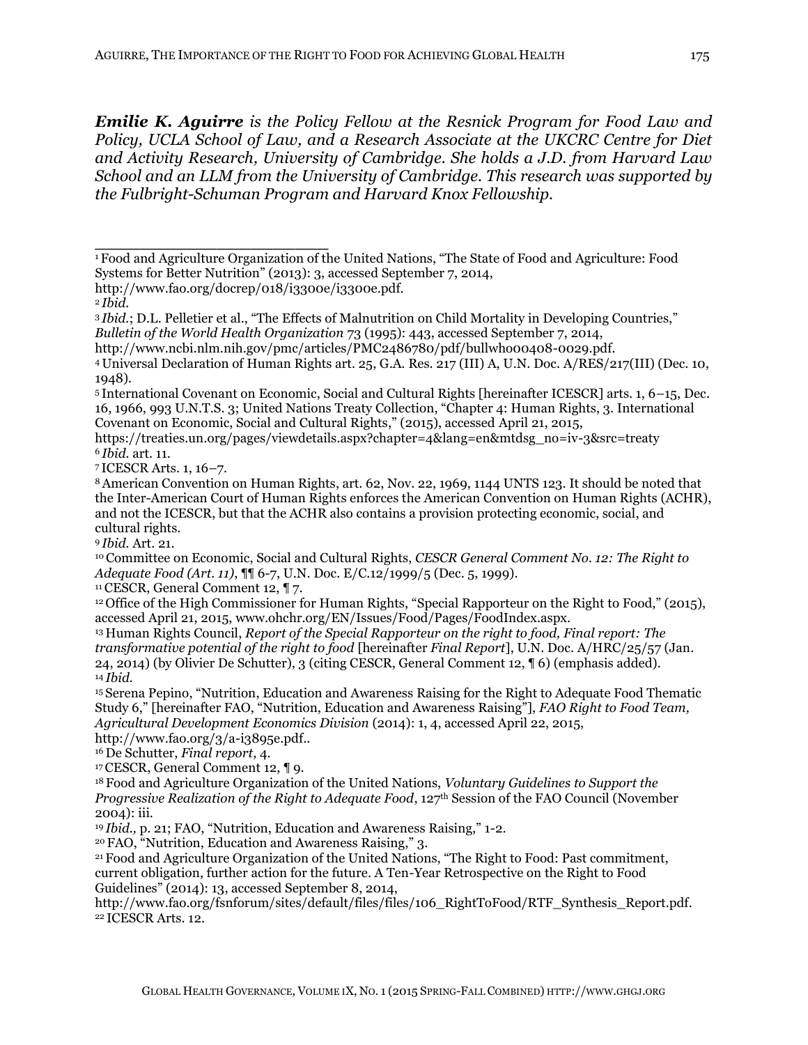***Emilie K. Aguirre** is the Policy Fellow at the Resnick Program for Food Law and Policy, UCLA School of Law, and a Research Associate at the UKCRC Centre for Diet and Activity Research, University of Cambridge. She holds a J.D. from Harvard Law School and an LLM from the University of Cambridge. This research was supported by the Fulbright-Schuman Program and Harvard Knox Fellowship.*

---

[1] Food and Agriculture Organization of the United Nations, "The State of Food and Agriculture: Food Systems for Better Nutrition" (2013): 3, accessed September 7, 2014, http://www.fao.org/docrep/018/i3300e/i3300e.pdf.

[2] *Ibid.*

[3] *Ibid.*; D.L. Pelletier et al., "The Effects of Malnutrition on Child Mortality in Developing Countries," *Bulletin of the World Health Organization* 73 (1995): 443, accessed September 7, 2014, http://www.ncbi.nlm.nih.gov/pmc/articles/PMC2486780/pdf/bullwho00408-0029.pdf.

[4] Universal Declaration of Human Rights art. 25, G.A. Res. 217 (III) A, U.N. Doc. A/RES/217(III) (Dec. 10, 1948).

[5] International Covenant on Economic, Social and Cultural Rights [hereinafter ICESCR] arts. 1, 6–15, Dec. 16, 1966, 993 U.N.T.S. 3; United Nations Treaty Collection, "Chapter 4: Human Rights, 3. International Covenant on Economic, Social and Cultural Rights," (2015), accessed April 21, 2015, https://treaties.un.org/pages/viewdetails.aspx?chapter=4&lang=en&mtdsg_no=iv-3&src=treaty

[6] *Ibid.* art. 11.

[7] ICESCR Arts. 1, 16–7.

[8] American Convention on Human Rights, art. 62, Nov. 22, 1969, 1144 UNTS 123. It should be noted that the Inter-American Court of Human Rights enforces the American Convention on Human Rights (ACHR), and not the ICESCR, but that the ACHR also contains a provision protecting economic, social, and cultural rights.

[9] *Ibid.* Art. 21.

[10] Committee on Economic, Social and Cultural Rights, *CESCR General Comment No. 12: The Right to Adequate Food (Art. 11)*, ¶¶ 6-7, U.N. Doc. E/C.12/1999/5 (Dec. 5, 1999).

[11] CESCR, General Comment 12, ¶ 7.

[12] Office of the High Commissioner for Human Rights, "Special Rapporteur on the Right to Food," (2015), accessed April 21, 2015, www.ohchr.org/EN/Issues/Food/Pages/FoodIndex.aspx.

[13] Human Rights Council, *Report of the Special Rapporteur on the right to food, Final report: The transformative potential of the right to food* [hereinafter *Final Report*], U.N. Doc. A/HRC/25/57 (Jan. 24, 2014) (by Olivier De Schutter), 3 (citing CESCR, General Comment 12, ¶ 6) (emphasis added).

[14] *Ibid.*

[15] Serena Pepino, "Nutrition, Education and Awareness Raising for the Right to Adequate Food Thematic Study 6," [hereinafter FAO, "Nutrition, Education and Awareness Raising"], *FAO Right to Food Team, Agricultural Development Economics Division* (2014): 1, 4, accessed April 22, 2015, http://www.fao.org/3/a-i3895e.pdf..

[16] De Schutter, *Final report*, 4.

[17] CESCR, General Comment 12, ¶ 9.

[18] Food and Agriculture Organization of the United Nations, *Voluntary Guidelines to Support the Progressive Realization of the Right to Adequate Food*, 127th Session of the FAO Council (November 2004): iii.

[19] *Ibid.,* p. 21; FAO, "Nutrition, Education and Awareness Raising," 1-2.

[20] FAO, "Nutrition, Education and Awareness Raising," 3.

[21] Food and Agriculture Organization of the United Nations, "The Right to Food: Past commitment, current obligation, further action for the future. A Ten-Year Retrospective on the Right to Food Guidelines" (2014): 13, accessed September 8, 2014, http://www.fao.org/fsnforum/sites/default/files/files/106_RightToFood/RTF_Synthesis_Report.pdf.

[22] ICESCR Arts. 12.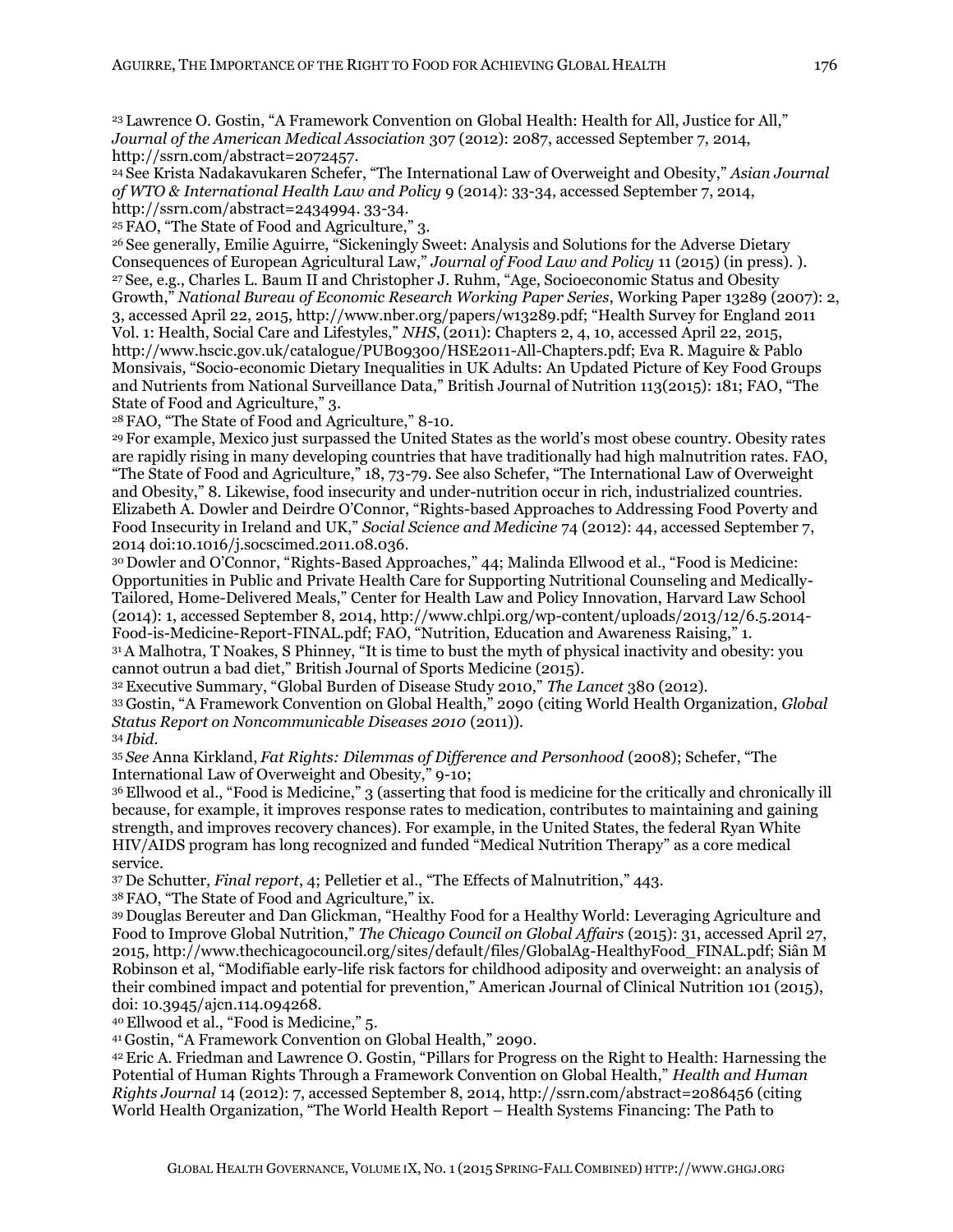[23] Lawrence O. Gostin, "A Framework Convention on Global Health: Health for All, Justice for All," *Journal of the American Medical Association* 307 (2012): 2087, accessed September 7, 2014, http://ssrn.com/abstract=2072457.

[24] See Krista Nadakavukaren Schefer, "The International Law of Overweight and Obesity," *Asian Journal of WTO & International Health Law and Policy* 9 (2014): 33-34, accessed September 7, 2014, http://ssrn.com/abstract=2434994. 33-34.

[25] FAO, "The State of Food and Agriculture," 3.

[26] See generally, Emilie Aguirre, "Sickeningly Sweet: Analysis and Solutions for the Adverse Dietary Consequences of European Agricultural Law," *Journal of Food Law and Policy* 11 (2015) (in press). ).

[27] See, e.g., Charles L. Baum II and Christopher J. Ruhm, "Age, Socioeconomic Status and Obesity Growth," *National Bureau of Economic Research Working Paper Series*, Working Paper 13289 (2007): 2, 3, accessed April 22, 2015, http://www.nber.org/papers/w13289.pdf; "Health Survey for England 2011 Vol. 1: Health, Social Care and Lifestyles," *NHS*, (2011): Chapters 2, 4, 10, accessed April 22, 2015, http://www.hscic.gov.uk/catalogue/PUB09300/HSE2011-All-Chapters.pdf; Eva R. Maguire & Pablo Monsivais, "Socio-economic Dietary Inequalities in UK Adults: An Updated Picture of Key Food Groups and Nutrients from National Surveillance Data," British Journal of Nutrition 113(2015): 181; FAO, "The State of Food and Agriculture," 3.

[28] FAO, "The State of Food and Agriculture," 8-10.

[29] For example, Mexico just surpassed the United States as the world's most obese country. Obesity rates are rapidly rising in many developing countries that have traditionally had high malnutrition rates. FAO, "The State of Food and Agriculture," 18, 73-79. See also Schefer, "The International Law of Overweight and Obesity," 8. Likewise, food insecurity and under-nutrition occur in rich, industrialized countries. Elizabeth A. Dowler and Deirdre O'Connor, "Rights-based Approaches to Addressing Food Poverty and Food Insecurity in Ireland and UK," *Social Science and Medicine* 74 (2012): 44, accessed September 7, 2014 doi:10.1016/j.socscimed.2011.08.036.

[30] Dowler and O'Connor, "Rights-Based Approaches," 44; Malinda Ellwood et al., "Food is Medicine: Opportunities in Public and Private Health Care for Supporting Nutritional Counseling and Medically-Tailored, Home-Delivered Meals," Center for Health Law and Policy Innovation, Harvard Law School (2014): 1, accessed September 8, 2014, http://www.chlpi.org/wp-content/uploads/2013/12/6.5.2014-Food-is-Medicine-Report-FINAL.pdf; FAO, "Nutrition, Education and Awareness Raising," 1.

[31] A Malhotra, T Noakes, S Phinney, "It is time to bust the myth of physical inactivity and obesity: you cannot outrun a bad diet," British Journal of Sports Medicine (2015).

[32] Executive Summary, "Global Burden of Disease Study 2010," *The Lancet* 380 (2012).

[33] Gostin, "A Framework Convention on Global Health," 2090 (citing World Health Organization, *Global Status Report on Noncommunicable Diseases 2010* (2011)).

[34] *Ibid.*

[35] *See* Anna Kirkland, *Fat Rights: Dilemmas of Difference and Personhood* (2008); Schefer, "The International Law of Overweight and Obesity," 9-10;

[36] Ellwood et al., "Food is Medicine," 3 (asserting that food is medicine for the critically and chronically ill because, for example, it improves response rates to medication, contributes to maintaining and gaining strength, and improves recovery chances). For example, in the United States, the federal Ryan White HIV/AIDS program has long recognized and funded "Medical Nutrition Therapy" as a core medical service.

[37] De Schutter, *Final report*, 4; Pelletier et al., "The Effects of Malnutrition," 443.

[38] FAO, "The State of Food and Agriculture," ix.

[39] Douglas Bereuter and Dan Glickman, "Healthy Food for a Healthy World: Leveraging Agriculture and Food to Improve Global Nutrition," *The Chicago Council on Global Affairs* (2015): 31, accessed April 27, 2015, http://www.thechicagocouncil.org/sites/default/files/GlobalAg-HealthyFood_FINAL.pdf; Siân M Robinson et al, "Modifiable early-life risk factors for childhood adiposity and overweight: an analysis of their combined impact and potential for prevention," American Journal of Clinical Nutrition 101 (2015), doi: 10.3945/ajcn.114.094268.

[40] Ellwood et al., "Food is Medicine," 5.

[41] Gostin, "A Framework Convention on Global Health," 2090.

[42] Eric A. Friedman and Lawrence O. Gostin, "Pillars for Progress on the Right to Health: Harnessing the Potential of Human Rights Through a Framework Convention on Global Health," *Health and Human Rights Journal* 14 (2012): 7, accessed September 8, 2014, http://ssrn.com/abstract=2086456 (citing World Health Organization, "The World Health Report – Health Systems Financing: The Path to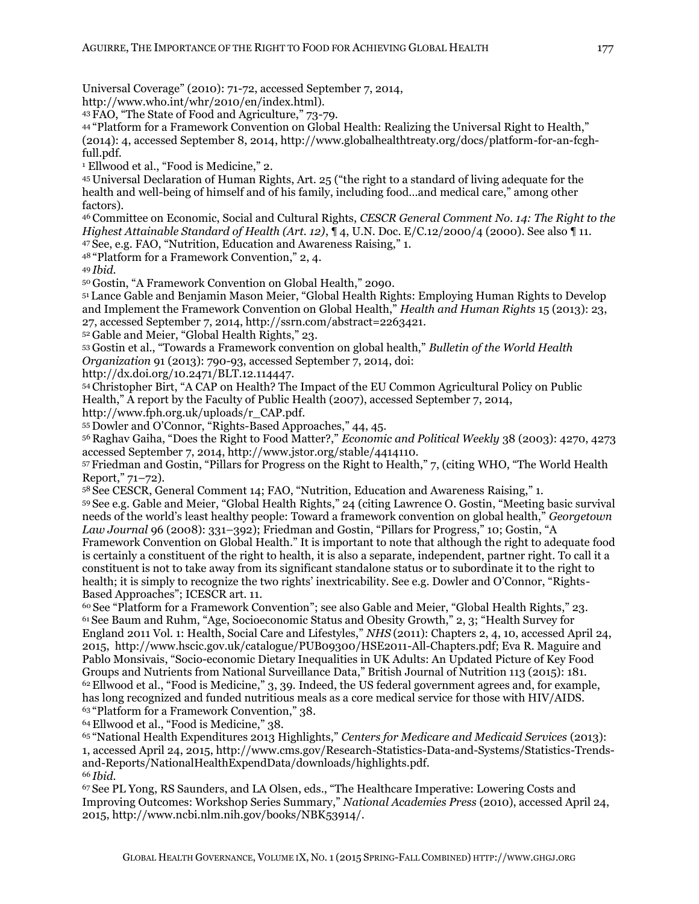Universal Coverage" (2010): 71-72, accessed September 7, 2014, http://www.who.int/whr/2010/en/index.html).

[43] FAO, "The State of Food and Agriculture," 73-79.

[44] "Platform for a Framework Convention on Global Health: Realizing the Universal Right to Health," (2014): 4, accessed September 8, 2014, http://www.globalhealthtreaty.org/docs/platform-for-an-fcgh-full.pdf.

[1] Ellwood et al., "Food is Medicine," 2.

[45] Universal Declaration of Human Rights, Art. 25 ("the right to a standard of living adequate for the health and well-being of himself and of his family, including food…and medical care," among other factors).

[46] Committee on Economic, Social and Cultural Rights, *CESCR General Comment No. 14: The Right to the Highest Attainable Standard of Health (Art. 12)*, ¶ 4, U.N. Doc. E/C.12/2000/4 (2000). See also ¶ 11.

[47] See, e.g. FAO, "Nutrition, Education and Awareness Raising," 1.

[48] "Platform for a Framework Convention," 2, 4.

[49] *Ibid.*

[50] Gostin, "A Framework Convention on Global Health," 2090.

[51] Lance Gable and Benjamin Mason Meier, "Global Health Rights: Employing Human Rights to Develop and Implement the Framework Convention on Global Health," *Health and Human Rights* 15 (2013): 23, 27, accessed September 7, 2014, http://ssrn.com/abstract=2263421.

[52] Gable and Meier, "Global Health Rights," 23.

[53] Gostin et al., "Towards a Framework convention on global health," *Bulletin of the World Health Organization* 91 (2013): 790-93, accessed September 7, 2014, doi: http://dx.doi.org/10.2471/BLT.12.114447.

[54] Christopher Birt, "A CAP on Health? The Impact of the EU Common Agricultural Policy on Public Health," A report by the Faculty of Public Health (2007), accessed September 7, 2014, http://www.fph.org.uk/uploads/r_CAP.pdf.

[55] Dowler and O'Connor, "Rights-Based Approaches," 44, 45.

[56] Raghav Gaiha, "Does the Right to Food Matter?," *Economic and Political Weekly* 38 (2003): 4270, 4273 accessed September 7, 2014, http://www.jstor.org/stable/4414110.

[57] Friedman and Gostin, "Pillars for Progress on the Right to Health," 7, (citing WHO, "The World Health Report," 71–72).

[58] See CESCR, General Comment 14; FAO, "Nutrition, Education and Awareness Raising," 1.

[59] See e.g. Gable and Meier, "Global Health Rights," 24 (citing Lawrence O. Gostin, "Meeting basic survival needs of the world's least healthy people: Toward a framework convention on global health," *Georgetown Law Journal* 96 (2008): 331–392); Friedman and Gostin, "Pillars for Progress," 10; Gostin, "A Framework Convention on Global Health." It is important to note that although the right to adequate food is certainly a constituent of the right to health, it is also a separate, independent, partner right. To call it a constituent is not to take away from its significant standalone status or to subordinate it to the right to health; it is simply to recognize the two rights' inextricability. See e.g. Dowler and O'Connor, "Rights-Based Approaches"; ICESCR art. 11.

[60] See "Platform for a Framework Convention"; see also Gable and Meier, "Global Health Rights," 23.

[61] See Baum and Ruhm, "Age, Socioeconomic Status and Obesity Growth," 2, 3; "Health Survey for England 2011 Vol. 1: Health, Social Care and Lifestyles," *NHS* (2011): Chapters 2, 4, 10, accessed April 24, 2015, http://www.hscic.gov.uk/catalogue/PUB09300/HSE2011-All-Chapters.pdf; Eva R. Maguire and Pablo Monsivais, "Socio-economic Dietary Inequalities in UK Adults: An Updated Picture of Key Food Groups and Nutrients from National Surveillance Data," British Journal of Nutrition 113 (2015): 181.

[62] Ellwood et al., "Food is Medicine," 3, 39. Indeed, the US federal government agrees and, for example, has long recognized and funded nutritious meals as a core medical service for those with HIV/AIDS.

[63] "Platform for a Framework Convention," 38.

[64] Ellwood et al., "Food is Medicine," 38.

[65] "National Health Expenditures 2013 Highlights," *Centers for Medicare and Medicaid Services* (2013): 1, accessed April 24, 2015, http://www.cms.gov/Research-Statistics-Data-and-Systems/Statistics-Trends-and-Reports/NationalHealthExpendData/downloads/highlights.pdf.

[66] *Ibid.*

[67] See PL Yong, RS Saunders, and LA Olsen, eds., "The Healthcare Imperative: Lowering Costs and Improving Outcomes: Workshop Series Summary," *National Academies Press* (2010), accessed April 24, 2015, http://www.ncbi.nlm.nih.gov/books/NBK53914/.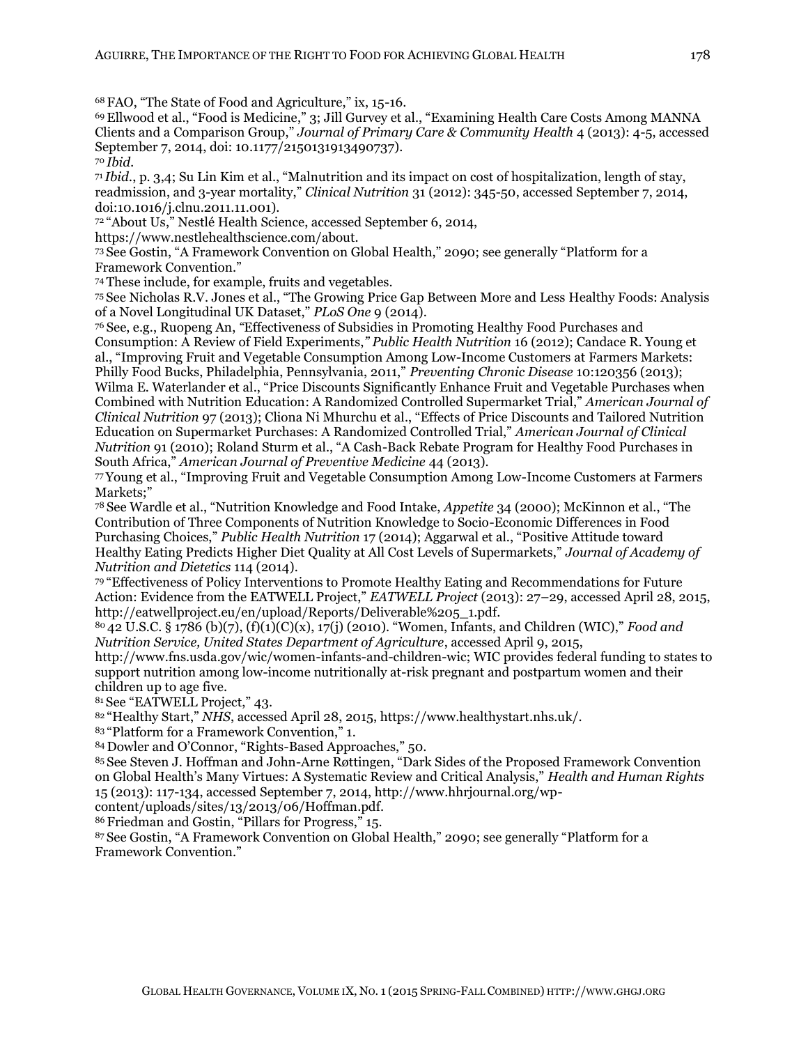[68] FAO, "The State of Food and Agriculture," ix, 15-16.

[69] Ellwood et al., "Food is Medicine," 3; Jill Gurvey et al., "Examining Health Care Costs Among MANNA Clients and a Comparison Group," *Journal of Primary Care & Community Health* 4 (2013): 4-5, accessed September 7, 2014, doi: 10.1177/2150131913490737).

[70] *Ibid.*

[71] *Ibid.*, p. 3,4; Su Lin Kim et al., "Malnutrition and its impact on cost of hospitalization, length of stay, readmission, and 3-year mortality," *Clinical Nutrition* 31 (2012): 345-50, accessed September 7, 2014, doi:10.1016/j.clnu.2011.11.001).

[72] "About Us," Nestlé Health Science, accessed September 6, 2014, https://www.nestlehealthscience.com/about.

[73] See Gostin, "A Framework Convention on Global Health," 2090; see generally "Platform for a Framework Convention."

[74] These include, for example, fruits and vegetables.

[75] See Nicholas R.V. Jones et al., "The Growing Price Gap Between More and Less Healthy Foods: Analysis of a Novel Longitudinal UK Dataset," *PLoS One* 9 (2014).

[76] See, e.g., Ruopeng An, "Effectiveness of Subsidies in Promoting Healthy Food Purchases and Consumption: A Review of Field Experiments," *Public Health Nutrition* 16 (2012); Candace R. Young et al., "Improving Fruit and Vegetable Consumption Among Low-Income Customers at Farmers Markets: Philly Food Bucks, Philadelphia, Pennsylvania, 2011," *Preventing Chronic Disease* 10:120356 (2013); Wilma E. Waterlander et al., "Price Discounts Significantly Enhance Fruit and Vegetable Purchases when Combined with Nutrition Education: A Randomized Controlled Supermarket Trial," *American Journal of Clinical Nutrition* 97 (2013); Cliona Ni Mhurchu et al., "Effects of Price Discounts and Tailored Nutrition Education on Supermarket Purchases: A Randomized Controlled Trial," *American Journal of Clinical Nutrition* 91 (2010); Roland Sturm et al., "A Cash-Back Rebate Program for Healthy Food Purchases in South Africa," *American Journal of Preventive Medicine* 44 (2013).

[77] Young et al., "Improving Fruit and Vegetable Consumption Among Low-Income Customers at Farmers Markets;"

[78] See Wardle et al., "Nutrition Knowledge and Food Intake, *Appetite* 34 (2000); McKinnon et al., "The Contribution of Three Components of Nutrition Knowledge to Socio-Economic Differences in Food Purchasing Choices," *Public Health Nutrition* 17 (2014); Aggarwal et al., "Positive Attitude toward Healthy Eating Predicts Higher Diet Quality at All Cost Levels of Supermarkets," *Journal of Academy of Nutrition and Dietetics* 114 (2014).

[79] "Effectiveness of Policy Interventions to Promote Healthy Eating and Recommendations for Future Action: Evidence from the EATWELL Project," *EATWELL Project* (2013): 27–29, accessed April 28, 2015, http://eatwellproject.eu/en/upload/Reports/Deliverable%205_1.pdf.

[80] 42 U.S.C. § 1786 (b)(7), (f)(1)(C)(x), 17(j) (2010). "Women, Infants, and Children (WIC)," *Food and Nutrition Service, United States Department of Agriculture*, accessed April 9, 2015, http://www.fns.usda.gov/wic/women-infants-and-children-wic; WIC provides federal funding to states to support nutrition among low-income nutritionally at-risk pregnant and postpartum women and their children up to age five.

[81] See "EATWELL Project," 43.

[82] "Healthy Start," *NHS*, accessed April 28, 2015, https://www.healthystart.nhs.uk/.

[83] "Platform for a Framework Convention," 1.

[84] Dowler and O'Connor, "Rights-Based Approaches," 50.

[85] See Steven J. Hoffman and John-Arne Røttingen, "Dark Sides of the Proposed Framework Convention on Global Health's Many Virtues: A Systematic Review and Critical Analysis," *Health and Human Rights* 15 (2013): 117-134, accessed September 7, 2014, http://www.hhrjournal.org/wp-content/uploads/sites/13/2013/06/Hoffman.pdf.

[86] Friedman and Gostin, "Pillars for Progress," 15.

[87] See Gostin, "A Framework Convention on Global Health," 2090; see generally "Platform for a Framework Convention."